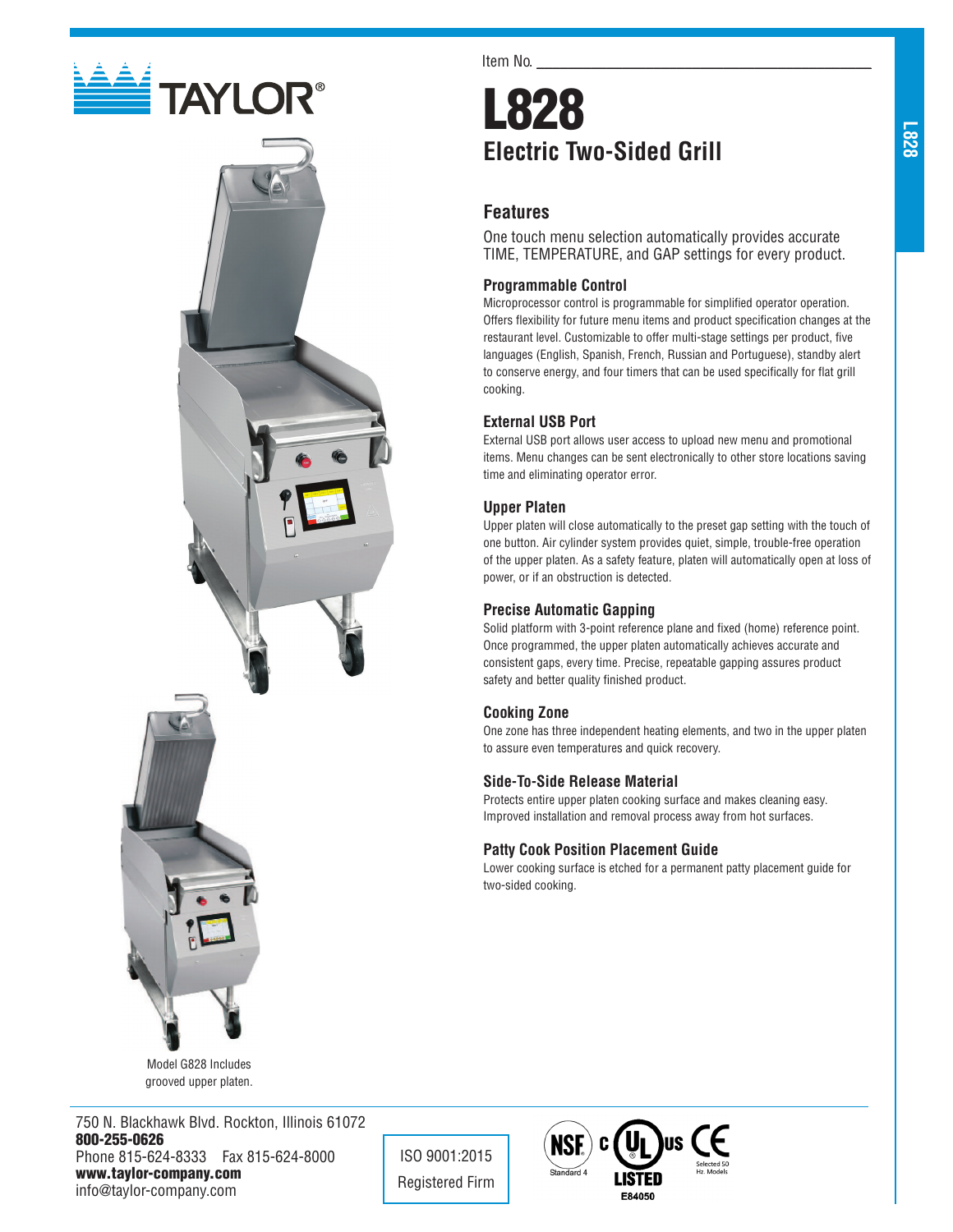TAYLOR®

Item No. ___________________________

# L828

## Electric Two-Sided Grill

### Features

One touch menu selection automatically provides accurate TIME, TEMPERATURE, and GAP settings for every product.

**Programmable Control**
Microprocessor control is programmable for simplified operator operation. Offers flexibility for future menu items and product specification changes at the restaurant level. Customizable to offer multi-stage settings per product, five languages (English, Spanish, French, Russian and Portuguese), standby alert to conserve energy, and four timers that can be used specifically for flat grill cooking.

**External USB Port**
External USB port allows user access to upload new menu and promotional items. Menu changes can be sent electronically to other store locations saving time and eliminating operator error.

**Upper Platen**
Upper platen will close automatically to the preset gap setting with the touch of one button. Air cylinder system provides quiet, simple, trouble-free operation of the upper platen. As a safety feature, platen will automatically open at loss of power, or if an obstruction is detected.

**Precise Automatic Gapping**
Solid platform with 3-point reference plane and fixed (home) reference point. Once programmed, the upper platen automatically achieves accurate and consistent gaps, every time. Precise, repeatable gapping assures product safety and better quality finished product.

**Cooking Zone**
One zone has three independent heating elements, and two in the upper platen to assure even temperatures and quick recovery.

**Side-To-Side Release Material**
Protects entire upper platen cooking surface and makes cleaning easy. Improved installation and removal process away from hot surfaces.

**Patty Cook Position Placement Guide**
Lower cooking surface is etched for a permanent patty placement guide for two-sided cooking.

Model G828 Includes grooved upper platen.

750 N. Blackhawk Blvd. Rockton, Illinois 61072
**800-255-0626**
Phone 815-624-8333 Fax 815-624-8000
**www.taylor-company.com**
info@taylor-company.com

ISO 9001:2015
Registered Firm

NSF Standard 4 · c UL us LISTED E84050 · CE Selected 50 Hz. Models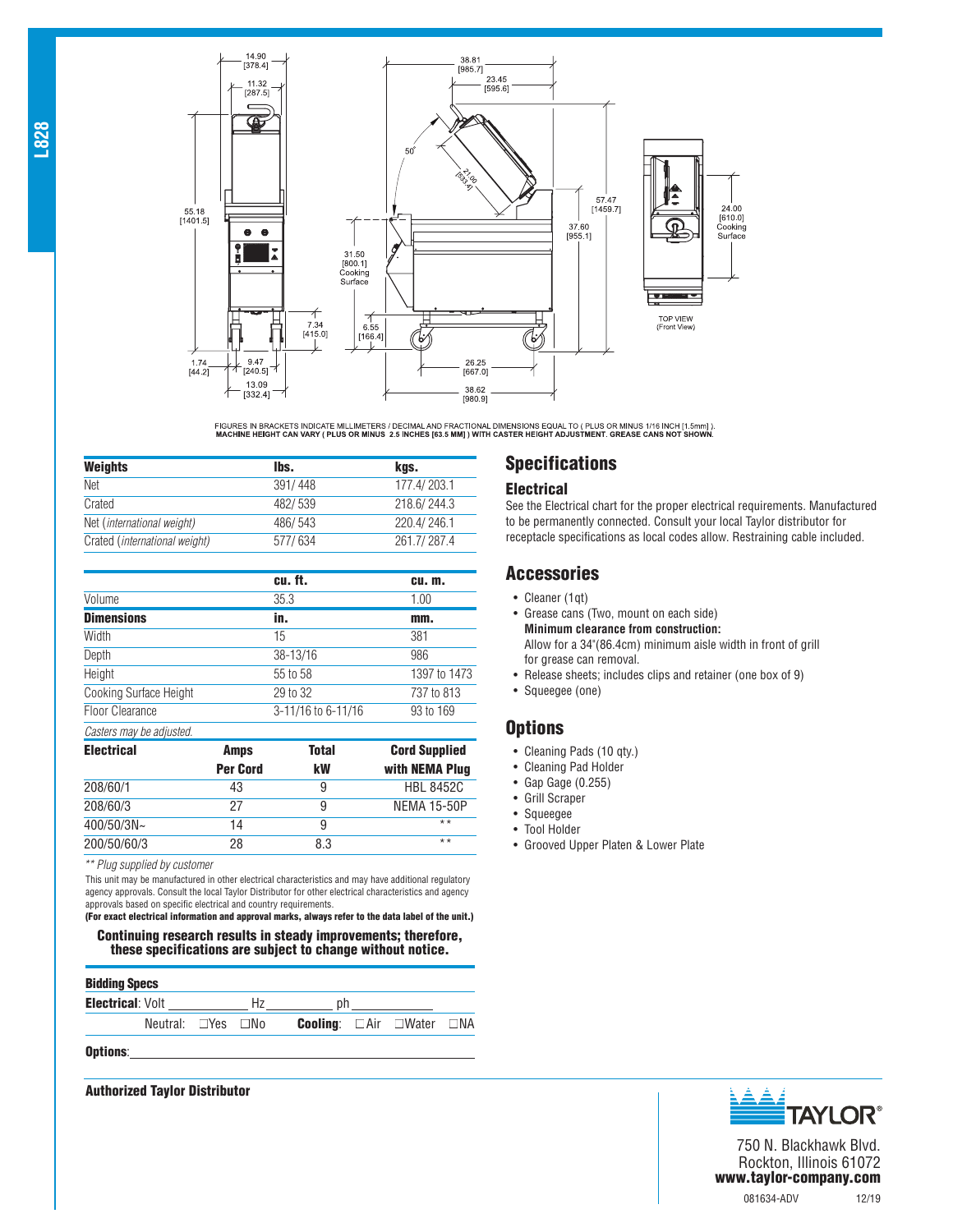14.90
[378.4]
11.32
[287.5]
55.18
[1401.5]
7.34
[415.0]
1.74
[44.2]
9.47
[240.5]
13.09
[332.4]
38.81
[985.7]
23.45
[595.6]
50°
21.00
[533.4]
57.47
[1459.7]
37.60
[955.1]
31.50
[800.1]
Cooking
Surface
6.55
[166.4]
26.25
[667.0]
38.62
[980.9]
24.00
[610.0]
Cooking
Surface
TOP VIEW
(Front View)

FIGURES IN BRACKETS INDICATE MILLIMETERS / DECIMAL AND FRACTIONAL DIMENSIONS EQUAL TO ( PLUS OR MINUS 1/16 INCH [1.5mm] ).
**MACHINE HEIGHT CAN VARY ( PLUS OR MINUS 2.5 INCHES [63.5 MM] ) WITH CASTER HEIGHT ADJUSTMENT. GREASE CANS NOT SHOWN.**

| Weights | lbs. | kgs. |
|---|---|---|
| Net | 391/ 448 | 177.4/ 203.1 |
| Crated | 482/ 539 | 218.6/ 244.3 |
| Net (*international weight*) | 486/ 543 | 220.4/ 246.1 |
| Crated (*international weight*) | 577/ 634 | 261.7/ 287.4 |

| | cu. ft. | cu. m. |
|---|---|---|
| Volume | 35.3 | 1.00 |
| **Dimensions** | **in.** | **mm.** |
| Width | 15 | 381 |
| Depth | 38-13/16 | 986 |
| Height | 55 to 58 | 1397 to 1473 |
| Cooking Surface Height | 29 to 32 | 737 to 813 |
| Floor Clearance | 3-11/16 to 6-11/16 | 93 to 169 |

*Casters may be adjusted.*

| Electrical | Amps Per Cord | Total kW | Cord Supplied with NEMA Plug |
|---|---|---|---|
| 208/60/1 | 43 | 9 | HBL 8452C |
| 208/60/3 | 27 | 9 | NEMA 15-50P |
| 400/50/3N~ | 14 | 9 | ** |
| 200/50/60/3 | 28 | 8.3 | ** |

*** Plug supplied by customer*

This unit may be manufactured in other electrical characteristics and may have additional regulatory agency approvals. Consult the local Taylor Distributor for other electrical characteristics and agency approvals based on specific electrical and country requirements.
**(For exact electrical information and approval marks, always refer to the data label of the unit.)**

**Continuing research results in steady improvements; therefore, these specifications are subject to change without notice.**

**Bidding Specs**

**Electrical**: Volt ____________ Hz ___________ ph ____________

Neutral: ☐Yes ☐No **Cooling**: ☐Air ☐Water ☐NA

**Options**: ____________________________________________

**Authorized Taylor Distributor**

## Specifications

### Electrical

See the Electrical chart for the proper electrical requirements. Manufactured to be permanently connected. Consult your local Taylor distributor for receptacle specifications as local codes allow. Restraining cable included.

## Accessories

- Cleaner (1qt)
- Grease cans (Two, mount on each side)
  **Minimum clearance from construction:**
  Allow for a 34"(86.4cm) minimum aisle width in front of grill for grease can removal.
- Release sheets; includes clips and retainer (one box of 9)
- Squeegee (one)

## Options

- Cleaning Pads (10 qty.)
- Cleaning Pad Holder
- Gap Gage (0.255)
- Grill Scraper
- Squeegee
- Tool Holder
- Grooved Upper Platen & Lower Plate

TAYLOR®

750 N. Blackhawk Blvd.
Rockton, Illinois 61072
**www.taylor-company.com**

081634-ADV 12/19